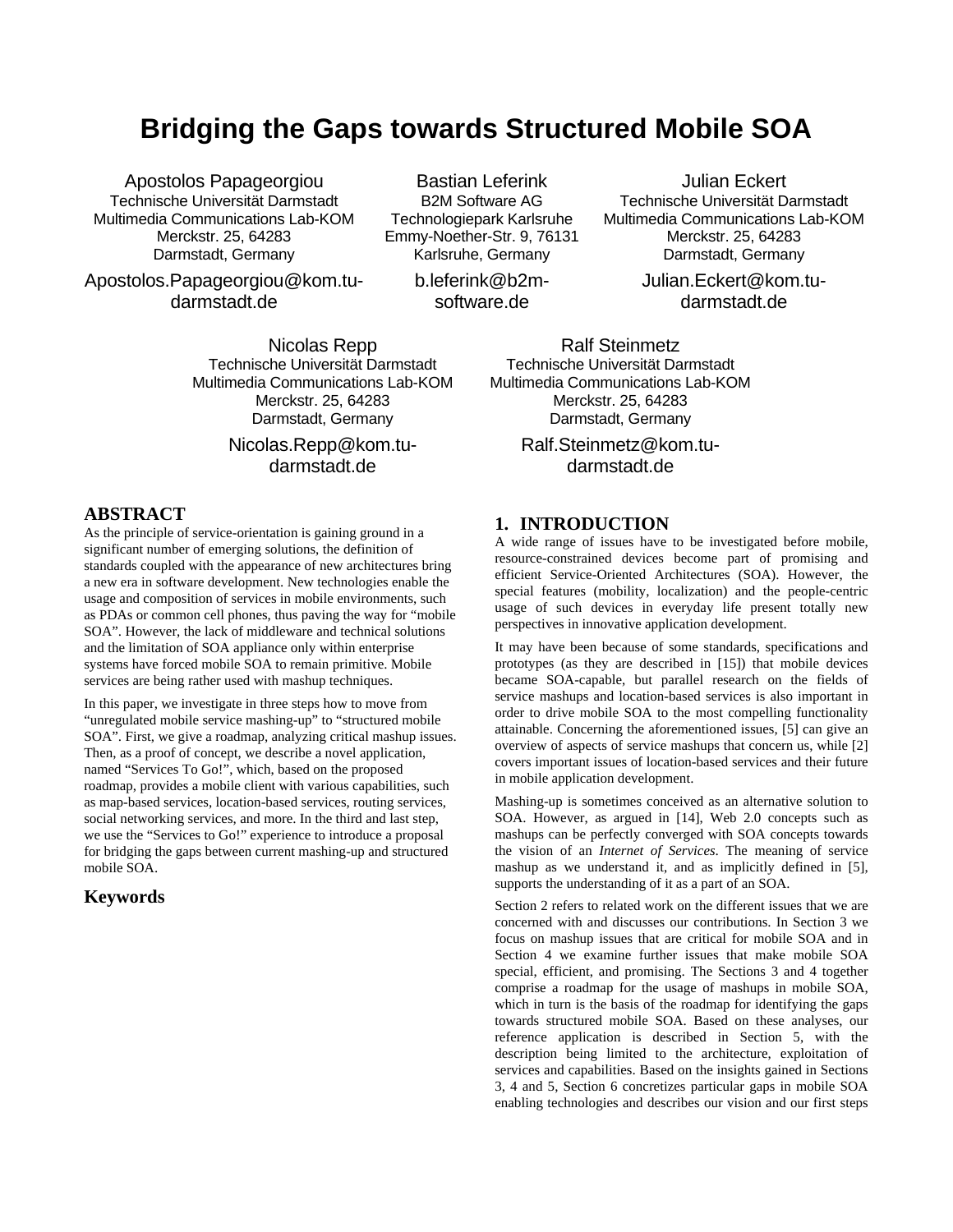# Bridging the Gaps towards Structured Mobile SOA

Apostolos Papageorgiou
Technische Universität Darmstadt
Multimedia Communications Lab-KOM
Merckstr. 25, 64283
Darmstadt, Germany
Apostolos.Papageorgiou@kom.tu-darmstadt.de

Bastian Leferink
B2M Software AG
Technologiepark Karlsruhe
Emmy-Noether-Str. 9, 76131
Karlsruhe, Germany
b.leferink@b2m-software.de

Julian Eckert
Technische Universität Darmstadt
Multimedia Communications Lab-KOM
Merckstr. 25, 64283
Darmstadt, Germany
Julian.Eckert@kom.tu-darmstadt.de

Nicolas Repp
Technische Universität Darmstadt
Multimedia Communications Lab-KOM
Merckstr. 25, 64283
Darmstadt, Germany
Nicolas.Repp@kom.tu-darmstadt.de

Ralf Steinmetz
Technische Universität Darmstadt
Multimedia Communications Lab-KOM
Merckstr. 25, 64283
Darmstadt, Germany
Ralf.Steinmetz@kom.tu-darmstadt.de

## ABSTRACT

As the principle of service-orientation is gaining ground in a significant number of emerging solutions, the definition of standards coupled with the appearance of new architectures bring a new era in software development. New technologies enable the usage and composition of services in mobile environments, such as PDAs or common cell phones, thus paving the way for "mobile SOA". However, the lack of middleware and technical solutions and the limitation of SOA appliance only within enterprise systems have forced mobile SOA to remain primitive. Mobile services are being rather used with mashup techniques.

In this paper, we investigate in three steps how to move from "unregulated mobile service mashing-up" to "structured mobile SOA". First, we give a roadmap, analyzing critical mashup issues. Then, as a proof of concept, we describe a novel application, named "Services To Go!", which, based on the proposed roadmap, provides a mobile client with various capabilities, such as map-based services, location-based services, routing services, social networking services, and more. In the third and last step, we use the "Services to Go!" experience to introduce a proposal for bridging the gaps between current mashing-up and structured mobile SOA.

## Keywords

## 1. INTRODUCTION

A wide range of issues have to be investigated before mobile, resource-constrained devices become part of promising and efficient Service-Oriented Architectures (SOA). However, the special features (mobility, localization) and the people-centric usage of such devices in everyday life present totally new perspectives in innovative application development.

It may have been because of some standards, specifications and prototypes (as they are described in [15]) that mobile devices became SOA-capable, but parallel research on the fields of service mashups and location-based services is also important in order to drive mobile SOA to the most compelling functionality attainable. Concerning the aforementioned issues, [5] can give an overview of aspects of service mashups that concern us, while [2] covers important issues of location-based services and their future in mobile application development.

Mashing-up is sometimes conceived as an alternative solution to SOA. However, as argued in [14], Web 2.0 concepts such as mashups can be perfectly converged with SOA concepts towards the vision of an *Internet of Services*. The meaning of service mashup as we understand it, and as implicitly defined in [5], supports the understanding of it as a part of an SOA.

Section 2 refers to related work on the different issues that we are concerned with and discusses our contributions. In Section 3 we focus on mashup issues that are critical for mobile SOA and in Section 4 we examine further issues that make mobile SOA special, efficient, and promising. The Sections 3 and 4 together comprise a roadmap for the usage of mashups in mobile SOA, which in turn is the basis of the roadmap for identifying the gaps towards structured mobile SOA. Based on these analyses, our reference application is described in Section 5, with the description being limited to the architecture, exploitation of services and capabilities. Based on the insights gained in Sections 3, 4 and 5, Section 6 concretizes particular gaps in mobile SOA enabling technologies and describes our vision and our first steps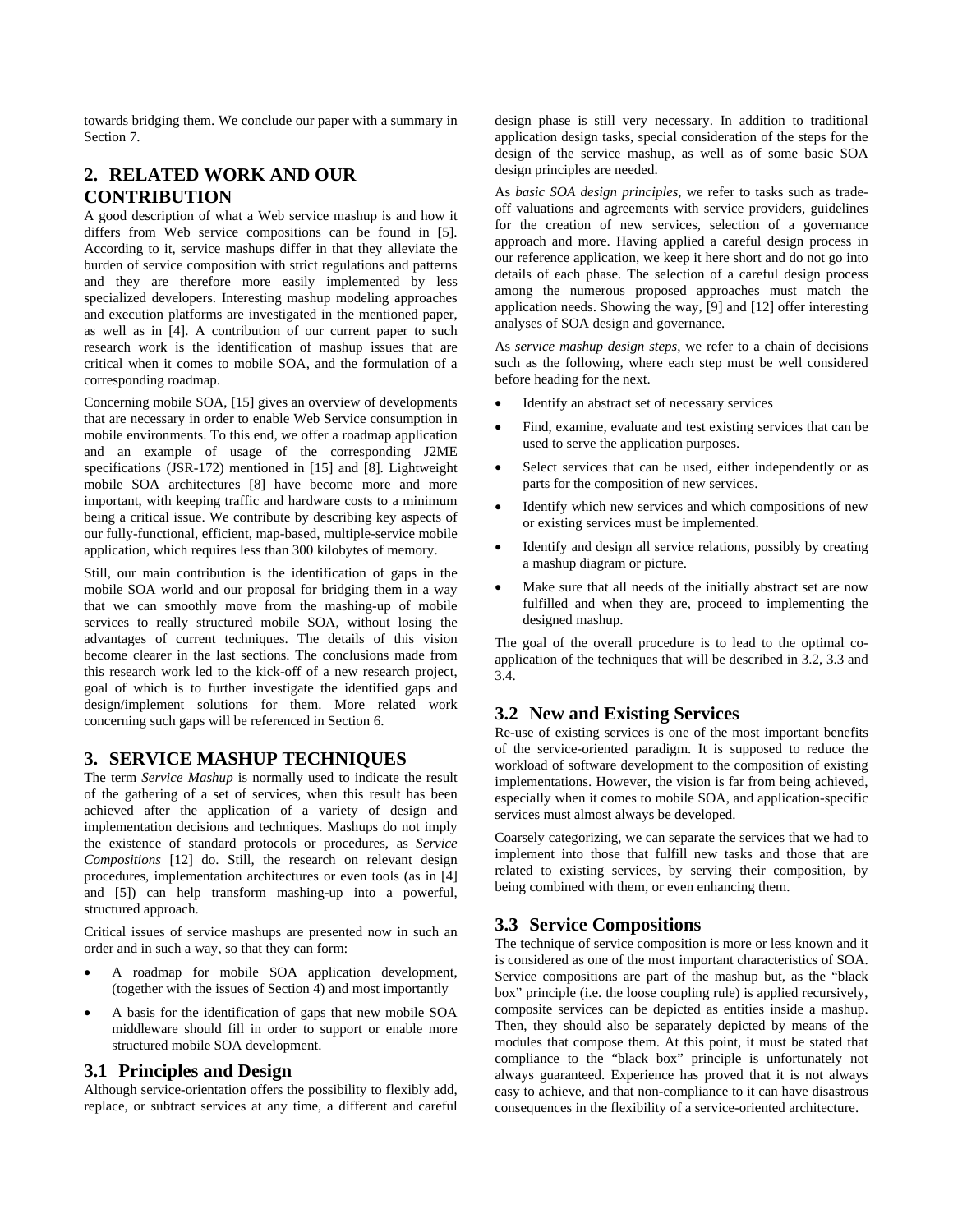towards bridging them. We conclude our paper with a summary in Section 7.

## 2. RELATED WORK AND OUR CONTRIBUTION

A good description of what a Web service mashup is and how it differs from Web service compositions can be found in [5]. According to it, service mashups differ in that they alleviate the burden of service composition with strict regulations and patterns and they are therefore more easily implemented by less specialized developers. Interesting mashup modeling approaches and execution platforms are investigated in the mentioned paper, as well as in [4]. A contribution of our current paper to such research work is the identification of mashup issues that are critical when it comes to mobile SOA, and the formulation of a corresponding roadmap.

Concerning mobile SOA, [15] gives an overview of developments that are necessary in order to enable Web Service consumption in mobile environments. To this end, we offer a roadmap application and an example of usage of the corresponding J2ME specifications (JSR-172) mentioned in [15] and [8]. Lightweight mobile SOA architectures [8] have become more and more important, with keeping traffic and hardware costs to a minimum being a critical issue. We contribute by describing key aspects of our fully-functional, efficient, map-based, multiple-service mobile application, which requires less than 300 kilobytes of memory.

Still, our main contribution is the identification of gaps in the mobile SOA world and our proposal for bridging them in a way that we can smoothly move from the mashing-up of mobile services to really structured mobile SOA, without losing the advantages of current techniques. The details of this vision become clearer in the last sections. The conclusions made from this research work led to the kick-off of a new research project, goal of which is to further investigate the identified gaps and design/implement solutions for them. More related work concerning such gaps will be referenced in Section 6.

## 3. SERVICE MASHUP TECHNIQUES

The term *Service Mashup* is normally used to indicate the result of the gathering of a set of services, when this result has been achieved after the application of a variety of design and implementation decisions and techniques. Mashups do not imply the existence of standard protocols or procedures, as *Service Compositions* [12] do. Still, the research on relevant design procedures, implementation architectures or even tools (as in [4] and [5]) can help transform mashing-up into a powerful, structured approach.

Critical issues of service mashups are presented now in such an order and in such a way, so that they can form:

- A roadmap for mobile SOA application development, (together with the issues of Section 4) and most importantly
- A basis for the identification of gaps that new mobile SOA middleware should fill in order to support or enable more structured mobile SOA development.

### 3.1 Principles and Design

Although service-orientation offers the possibility to flexibly add, replace, or subtract services at any time, a different and careful design phase is still very necessary. In addition to traditional application design tasks, special consideration of the steps for the design of the service mashup, as well as of some basic SOA design principles are needed.

As *basic SOA design principles*, we refer to tasks such as trade-off valuations and agreements with service providers, guidelines for the creation of new services, selection of a governance approach and more. Having applied a careful design process in our reference application, we keep it here short and do not go into details of each phase. The selection of a careful design process among the numerous proposed approaches must match the application needs. Showing the way, [9] and [12] offer interesting analyses of SOA design and governance.

As *service mashup design steps*, we refer to a chain of decisions such as the following, where each step must be well considered before heading for the next.

- Identify an abstract set of necessary services
- Find, examine, evaluate and test existing services that can be used to serve the application purposes.
- Select services that can be used, either independently or as parts for the composition of new services.
- Identify which new services and which compositions of new or existing services must be implemented.
- Identify and design all service relations, possibly by creating a mashup diagram or picture.
- Make sure that all needs of the initially abstract set are now fulfilled and when they are, proceed to implementing the designed mashup.

The goal of the overall procedure is to lead to the optimal co-application of the techniques that will be described in 3.2, 3.3 and 3.4.

### 3.2 New and Existing Services

Re-use of existing services is one of the most important benefits of the service-oriented paradigm. It is supposed to reduce the workload of software development to the composition of existing implementations. However, the vision is far from being achieved, especially when it comes to mobile SOA, and application-specific services must almost always be developed.

Coarsely categorizing, we can separate the services that we had to implement into those that fulfill new tasks and those that are related to existing services, by serving their composition, by being combined with them, or even enhancing them.

### 3.3 Service Compositions

The technique of service composition is more or less known and it is considered as one of the most important characteristics of SOA. Service compositions are part of the mashup but, as the "black box" principle (i.e. the loose coupling rule) is applied recursively, composite services can be depicted as entities inside a mashup. Then, they should also be separately depicted by means of the modules that compose them. At this point, it must be stated that compliance to the "black box" principle is unfortunately not always guaranteed. Experience has proved that it is not always easy to achieve, and that non-compliance to it can have disastrous consequences in the flexibility of a service-oriented architecture.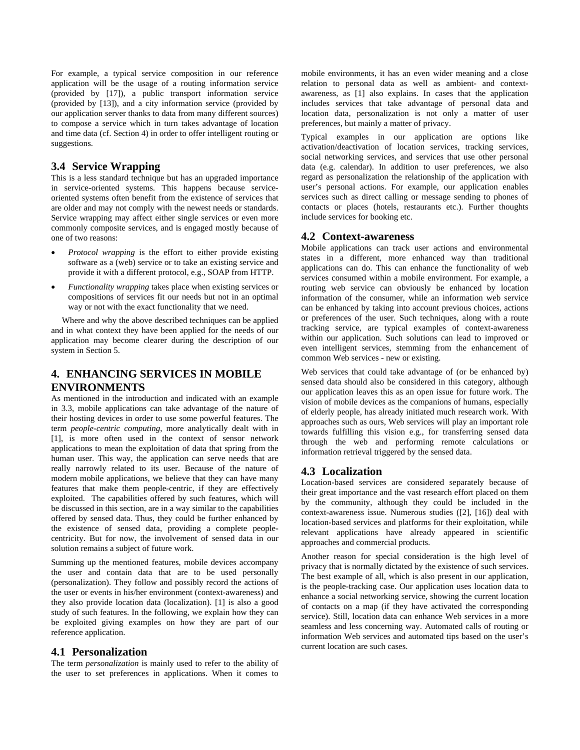For example, a typical service composition in our reference application will be the usage of a routing information service (provided by [17]), a public transport information service (provided by [13]), and a city information service (provided by our application server thanks to data from many different sources) to compose a service which in turn takes advantage of location and time data (cf. Section 4) in order to offer intelligent routing or suggestions.

### 3.4 Service Wrapping

This is a less standard technique but has an upgraded importance in service-oriented systems. This happens because service-oriented systems often benefit from the existence of services that are older and may not comply with the newest needs or standards. Service wrapping may affect either single services or even more commonly composite services, and is engaged mostly because of one of two reasons:

- *Protocol wrapping* is the effort to either provide existing software as a (web) service or to take an existing service and provide it with a different protocol, e.g., SOAP from HTTP.
- *Functionality wrapping* takes place when existing services or compositions of services fit our needs but not in an optimal way or not with the exact functionality that we need.

Where and why the above described techniques can be applied and in what context they have been applied for the needs of our application may become clearer during the description of our system in Section 5.

## 4. ENHANCING SERVICES IN MOBILE ENVIRONMENTS

As mentioned in the introduction and indicated with an example in 3.3, mobile applications can take advantage of the nature of their hosting devices in order to use some powerful features. The term *people-centric computing*, more analytically dealt with in [1], is more often used in the context of sensor network applications to mean the exploitation of data that spring from the human user. This way, the application can serve needs that are really narrowly related to its user. Because of the nature of modern mobile applications, we believe that they can have many features that make them people-centric, if they are effectively exploited. The capabilities offered by such features, which will be discussed in this section, are in a way similar to the capabilities offered by sensed data. Thus, they could be further enhanced by the existence of sensed data, providing a complete people-centricity. But for now, the involvement of sensed data in our solution remains a subject of future work.

Summing up the mentioned features, mobile devices accompany the user and contain data that are to be used personally (personalization). They follow and possibly record the actions of the user or events in his/her environment (context-awareness) and they also provide location data (localization). [1] is also a good study of such features. In the following, we explain how they can be exploited giving examples on how they are part of our reference application.

### 4.1 Personalization

The term *personalization* is mainly used to refer to the ability of the user to set preferences in applications. When it comes to mobile environments, it has an even wider meaning and a close relation to personal data as well as ambient- and context-awareness, as [1] also explains. In cases that the application includes services that take advantage of personal data and location data, personalization is not only a matter of user preferences, but mainly a matter of privacy.

Typical examples in our application are options like activation/deactivation of location services, tracking services, social networking services, and services that use other personal data (e.g. calendar). In addition to user preferences, we also regard as personalization the relationship of the application with user's personal actions. For example, our application enables services such as direct calling or message sending to phones of contacts or places (hotels, restaurants etc.). Further thoughts include services for booking etc.

### 4.2 Context-awareness

Mobile applications can track user actions and environmental states in a different, more enhanced way than traditional applications can do. This can enhance the functionality of web services consumed within a mobile environment. For example, a routing web service can obviously be enhanced by location information of the consumer, while an information web service can be enhanced by taking into account previous choices, actions or preferences of the user. Such techniques, along with a route tracking service, are typical examples of context-awareness within our application. Such solutions can lead to improved or even intelligent services, stemming from the enhancement of common Web services - new or existing.

Web services that could take advantage of (or be enhanced by) sensed data should also be considered in this category, although our application leaves this as an open issue for future work. The vision of mobile devices as the companions of humans, especially of elderly people, has already initiated much research work. With approaches such as ours, Web services will play an important role towards fulfilling this vision e.g., for transferring sensed data through the web and performing remote calculations or information retrieval triggered by the sensed data.

### 4.3 Localization

Location-based services are considered separately because of their great importance and the vast research effort placed on them by the community, although they could be included in the context-awareness issue. Numerous studies ([2], [16]) deal with location-based services and platforms for their exploitation, while relevant applications have already appeared in scientific approaches and commercial products.

Another reason for special consideration is the high level of privacy that is normally dictated by the existence of such services. The best example of all, which is also present in our application, is the people-tracking case. Our application uses location data to enhance a social networking service, showing the current location of contacts on a map (if they have activated the corresponding service). Still, location data can enhance Web services in a more seamless and less concerning way. Automated calls of routing or information Web services and automated tips based on the user's current location are such cases.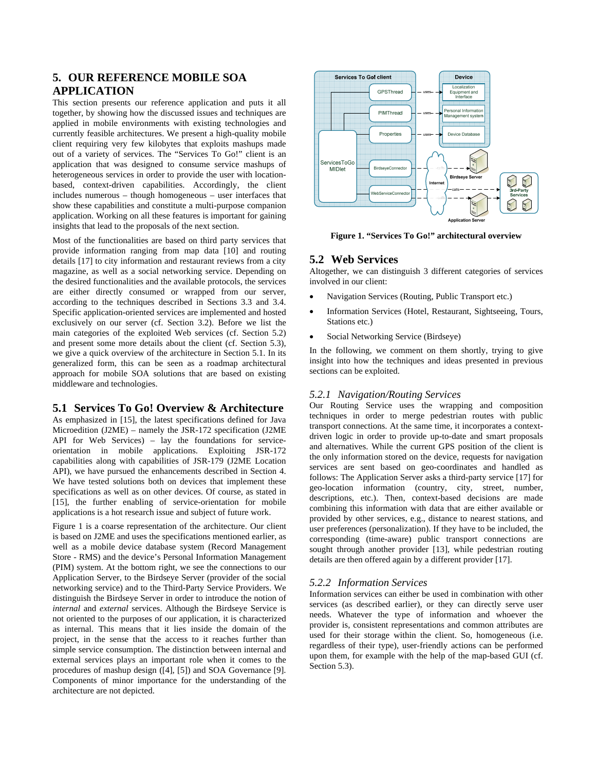## 5. OUR REFERENCE MOBILE SOA APPLICATION

This section presents our reference application and puts it all together, by showing how the discussed issues and techniques are applied in mobile environments with existing technologies and currently feasible architectures. We present a high-quality mobile client requiring very few kilobytes that exploits mashups made out of a variety of services. The "Services To Go!" client is an application that was designed to consume service mashups of heterogeneous services in order to provide the user with location-based, context-driven capabilities. Accordingly, the client includes numerous – though homogeneous – user interfaces that show these capabilities and constitute a multi-purpose companion application. Working on all these features is important for gaining insights that lead to the proposals of the next section.

Most of the functionalities are based on third party services that provide information ranging from map data [10] and routing details [17] to city information and restaurant reviews from a city magazine, as well as a social networking service. Depending on the desired functionalities and the available protocols, the services are either directly consumed or wrapped from our server, according to the techniques described in Sections 3.3 and 3.4. Specific application-oriented services are implemented and hosted exclusively on our server (cf. Section 3.2). Before we list the main categories of the exploited Web services (cf. Section 5.2) and present some more details about the client (cf. Section 5.3), we give a quick overview of the architecture in Section 5.1. In its generalized form, this can be seen as a roadmap architectural approach for mobile SOA solutions that are based on existing middleware and technologies.

### 5.1 Services To Go! Overview & Architecture

As emphasized in [15], the latest specifications defined for Java Microedition (J2ME) – namely the JSR-172 specification (J2ME API for Web Services) – lay the foundations for service-orientation in mobile applications. Exploiting JSR-172 capabilities along with capabilities of JSR-179 (J2ME Location API), we have pursued the enhancements described in Section 4. We have tested solutions both on devices that implement these specifications as well as on other devices. Of course, as stated in [15], the further enabling of service-orientation for mobile applications is a hot research issue and subject of future work.

Figure 1 is a coarse representation of the architecture. Our client is based on J2ME and uses the specifications mentioned earlier, as well as a mobile device database system (Record Management Store - RMS) and the device's Personal Information Management (PIM) system. At the bottom right, we see the connections to our Application Server, to the Birdseye Server (provider of the social networking service) and to the Third-Party Service Providers. We distinguish the Birdseye Server in order to introduce the notion of *internal* and *external* services. Although the Birdseye Service is not oriented to the purposes of our application, it is characterized as internal. This means that it lies inside the domain of the project, in the sense that the access to it reaches further than simple service consumption. The distinction between internal and external services plays an important role when it comes to the procedures of mashup design ([4], [5]) and SOA Governance [9]. Components of minor importance for the understanding of the architecture are not depicted.

**Figure 1. "Services To Go!" architectural overview**

### 5.2 Web Services

Altogether, we can distinguish 3 different categories of services involved in our client:

- Navigation Services (Routing, Public Transport etc.)
- Information Services (Hotel, Restaurant, Sightseeing, Tours, Stations etc.)
- Social Networking Service (Birdseye)

In the following, we comment on them shortly, trying to give insight into how the techniques and ideas presented in previous sections can be exploited.

#### *5.2.1 Navigation/Routing Services*

Our Routing Service uses the wrapping and composition techniques in order to merge pedestrian routes with public transport connections. At the same time, it incorporates a context-driven logic in order to provide up-to-date and smart proposals and alternatives. While the current GPS position of the client is the only information stored on the device, requests for navigation services are sent based on geo-coordinates and handled as follows: The Application Server asks a third-party service [17] for geo-location information (country, city, street, number, descriptions, etc.). Then, context-based decisions are made combining this information with data that are either available or provided by other services, e.g., distance to nearest stations, and user preferences (personalization). If they have to be included, the corresponding (time-aware) public transport connections are sought through another provider [13], while pedestrian routing details are then offered again by a different provider [17].

#### *5.2.2 Information Services*

Information services can either be used in combination with other services (as described earlier), or they can directly serve user needs. Whatever the type of information and whoever the provider is, consistent representations and common attributes are used for their storage within the client. So, homogeneous (i.e. regardless of their type), user-friendly actions can be performed upon them, for example with the help of the map-based GUI (cf. Section 5.3).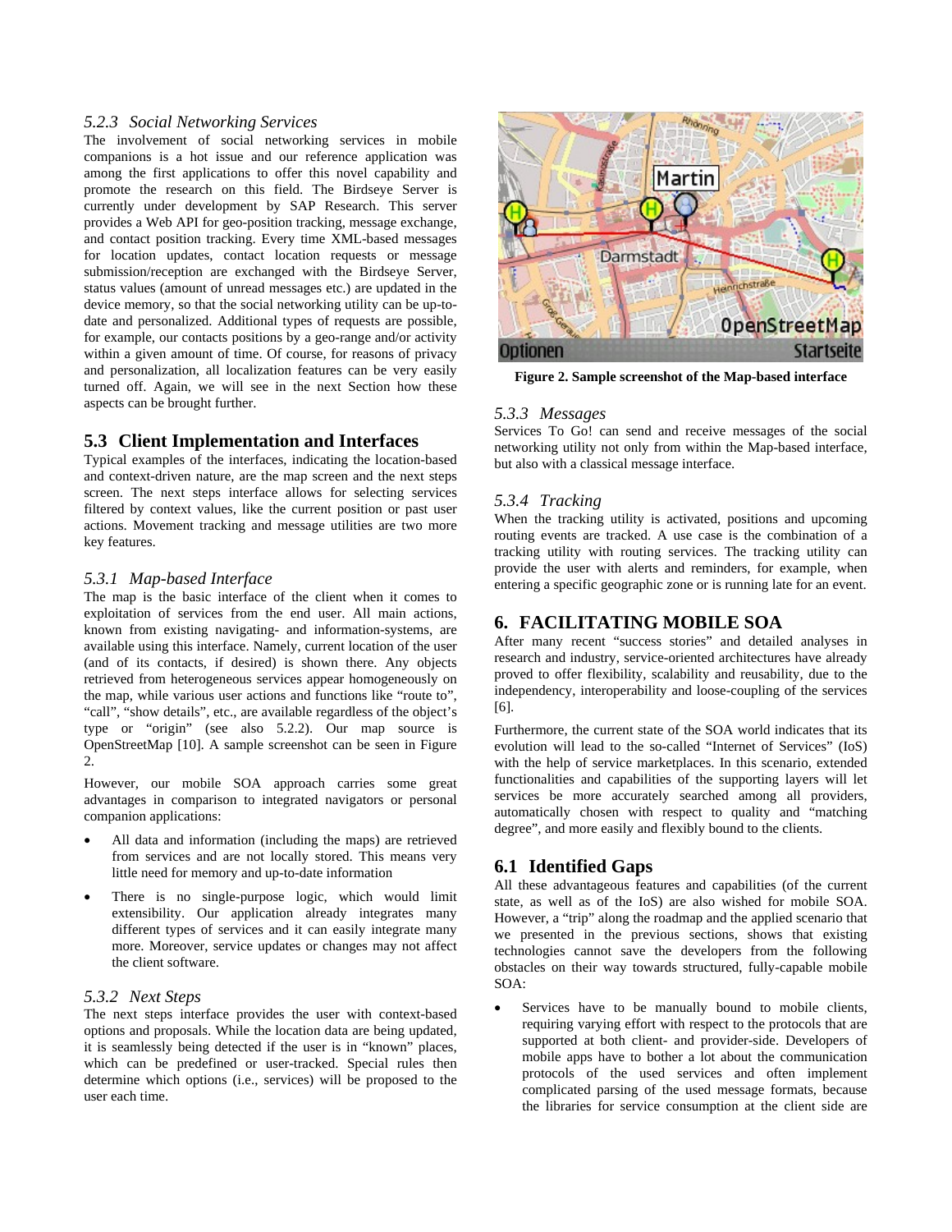### 5.2.3 Social Networking Services

The involvement of social networking services in mobile companions is a hot issue and our reference application was among the first applications to offer this novel capability and promote the research on this field. The Birdseye Server is currently under development by SAP Research. This server provides a Web API for geo-position tracking, message exchange, and contact position tracking. Every time XML-based messages for location updates, contact location requests or message submission/reception are exchanged with the Birdseye Server, status values (amount of unread messages etc.) are updated in the device memory, so that the social networking utility can be up-to-date and personalized. Additional types of requests are possible, for example, our contacts positions by a geo-range and/or activity within a given amount of time. Of course, for reasons of privacy and personalization, all localization features can be very easily turned off. Again, we will see in the next Section how these aspects can be brought further.

## 5.3 Client Implementation and Interfaces

Typical examples of the interfaces, indicating the location-based and context-driven nature, are the map screen and the next steps screen. The next steps interface allows for selecting services filtered by context values, like the current position or past user actions. Movement tracking and message utilities are two more key features.

### 5.3.1 Map-based Interface

The map is the basic interface of the client when it comes to exploitation of services from the end user. All main actions, known from existing navigating- and information-systems, are available using this interface. Namely, current location of the user (and of its contacts, if desired) is shown there. Any objects retrieved from heterogeneous services appear homogeneously on the map, while various user actions and functions like "route to", "call", "show details", etc., are available regardless of the object's type or "origin" (see also 5.2.2). Our map source is OpenStreetMap [10]. A sample screenshot can be seen in Figure 2.

However, our mobile SOA approach carries some great advantages in comparison to integrated navigators or personal companion applications:

- All data and information (including the maps) are retrieved from services and are not locally stored. This means very little need for memory and up-to-date information
- There is no single-purpose logic, which would limit extensibility. Our application already integrates many different types of services and it can easily integrate many more. Moreover, service updates or changes may not affect the client software.

### 5.3.2 Next Steps

The next steps interface provides the user with context-based options and proposals. While the location data are being updated, it is seamlessly being detected if the user is in "known" places, which can be predefined or user-tracked. Special rules then determine which options (i.e., services) will be proposed to the user each time.

**Figure 2. Sample screenshot of the Map-based interface**

### 5.3.3 Messages

Services To Go! can send and receive messages of the social networking utility not only from within the Map-based interface, but also with a classical message interface.

### 5.3.4 Tracking

When the tracking utility is activated, positions and upcoming routing events are tracked. A use case is the combination of a tracking utility with routing services. The tracking utility can provide the user with alerts and reminders, for example, when entering a specific geographic zone or is running late for an event.

# 6. FACILITATING MOBILE SOA

After many recent "success stories" and detailed analyses in research and industry, service-oriented architectures have already proved to offer flexibility, scalability and reusability, due to the independency, interoperability and loose-coupling of the services [6].

Furthermore, the current state of the SOA world indicates that its evolution will lead to the so-called "Internet of Services" (IoS) with the help of service marketplaces. In this scenario, extended functionalities and capabilities of the supporting layers will let services be more accurately searched among all providers, automatically chosen with respect to quality and "matching degree", and more easily and flexibly bound to the clients.

## 6.1 Identified Gaps

All these advantageous features and capabilities (of the current state, as well as of the IoS) are also wished for mobile SOA. However, a "trip" along the roadmap and the applied scenario that we presented in the previous sections, shows that existing technologies cannot save the developers from the following obstacles on their way towards structured, fully-capable mobile SOA:

- Services have to be manually bound to mobile clients, requiring varying effort with respect to the protocols that are supported at both client- and provider-side. Developers of mobile apps have to bother a lot about the communication protocols of the used services and often implement complicated parsing of the used message formats, because the libraries for service consumption at the client side are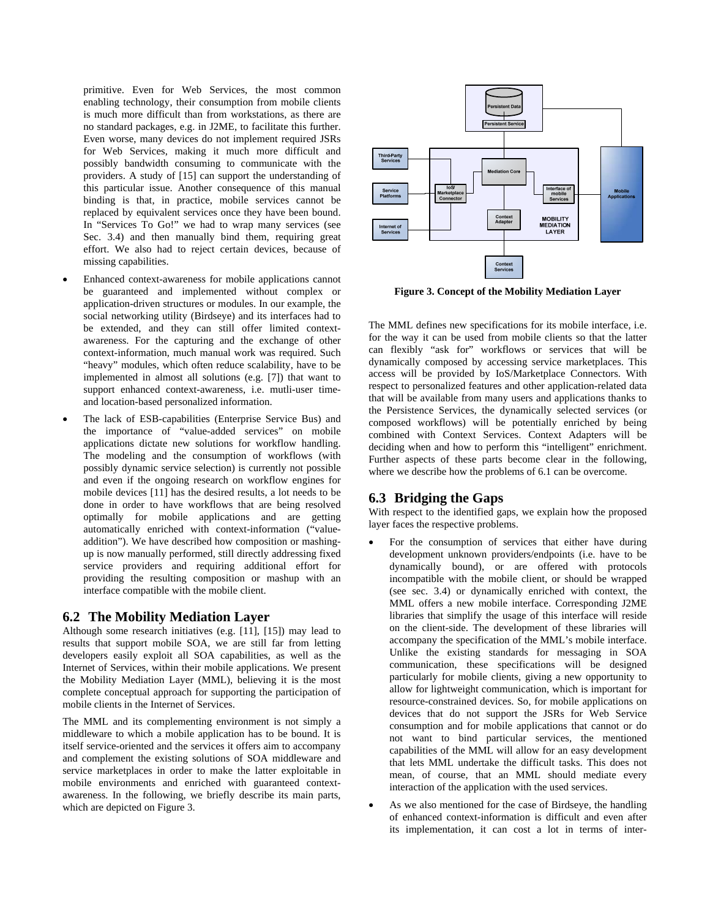primitive. Even for Web Services, the most common enabling technology, their consumption from mobile clients is much more difficult than from workstations, as there are no standard packages, e.g. in J2ME, to facilitate this further. Even worse, many devices do not implement required JSRs for Web Services, making it much more difficult and possibly bandwidth consuming to communicate with the providers. A study of [15] can support the understanding of this particular issue. Another consequence of this manual binding is that, in practice, mobile services cannot be replaced by equivalent services once they have been bound. In "Services To Go!" we had to wrap many services (see Sec. 3.4) and then manually bind them, requiring great effort. We also had to reject certain devices, because of missing capabilities.

- Enhanced context-awareness for mobile applications cannot be guaranteed and implemented without complex or application-driven structures or modules. In our example, the social networking utility (Birdseye) and its interfaces had to be extended, and they can still offer limited context-awareness. For the capturing and the exchange of other context-information, much manual work was required. Such "heavy" modules, which often reduce scalability, have to be implemented in almost all solutions (e.g. [7]) that want to support enhanced context-awareness, i.e. mutli-user time- and location-based personalized information.
- The lack of ESB-capabilities (Enterprise Service Bus) and the importance of "value-added services" on mobile applications dictate new solutions for workflow handling. The modeling and the consumption of workflows (with possibly dynamic service selection) is currently not possible and even if the ongoing research on workflow engines for mobile devices [11] has the desired results, a lot needs to be done in order to have workflows that are being resolved optimally for mobile applications and are getting automatically enriched with context-information ("value-addition"). We have described how composition or mashing-up is now manually performed, still directly addressing fixed service providers and requiring additional effort for providing the resulting composition or mashup with an interface compatible with the mobile client.

## 6.2 The Mobility Mediation Layer

Although some research initiatives (e.g. [11], [15]) may lead to results that support mobile SOA, we are still far from letting developers easily exploit all SOA capabilities, as well as the Internet of Services, within their mobile applications. We present the Mobility Mediation Layer (MML), believing it is the most complete conceptual approach for supporting the participation of mobile clients in the Internet of Services.

The MML and its complementing environment is not simply a middleware to which a mobile application has to be bound. It is itself service-oriented and the services it offers aim to accompany and complement the existing solutions of SOA middleware and service marketplaces in order to make the latter exploitable in mobile environments and enriched with guaranteed context-awareness. In the following, we briefly describe its main parts, which are depicted on Figure 3.

**Figure 3. Concept of the Mobility Mediation Layer**

The MML defines new specifications for its mobile interface, i.e. for the way it can be used from mobile clients so that the latter can flexibly "ask for" workflows or services that will be dynamically composed by accessing service marketplaces. This access will be provided by IoS/Marketplace Connectors. With respect to personalized features and other application-related data that will be available from many users and applications thanks to the Persistence Services, the dynamically selected services (or composed workflows) will be potentially enriched by being combined with Context Services. Context Adapters will be deciding when and how to perform this "intelligent" enrichment. Further aspects of these parts become clear in the following, where we describe how the problems of 6.1 can be overcome.

## 6.3 Bridging the Gaps

With respect to the identified gaps, we explain how the proposed layer faces the respective problems.

- For the consumption of services that either have during development unknown providers/endpoints (i.e. have to be dynamically bound), or are offered with protocols incompatible with the mobile client, or should be wrapped (see sec. 3.4) or dynamically enriched with context, the MML offers a new mobile interface. Corresponding J2ME libraries that simplify the usage of this interface will reside on the client-side. The development of these libraries will accompany the specification of the MML's mobile interface. Unlike the existing standards for messaging in SOA communication, these specifications will be designed particularly for mobile clients, giving a new opportunity to allow for lightweight communication, which is important for resource-constrained devices. So, for mobile applications on devices that do not support the JSRs for Web Service consumption and for mobile applications that cannot or do not want to bind particular services, the mentioned capabilities of the MML will allow for an easy development that lets MML undertake the difficult tasks. This does not mean, of course, that an MML should mediate every interaction of the application with the used services.
- As we also mentioned for the case of Birdseye, the handling of enhanced context-information is difficult and even after its implementation, it can cost a lot in terms of inter-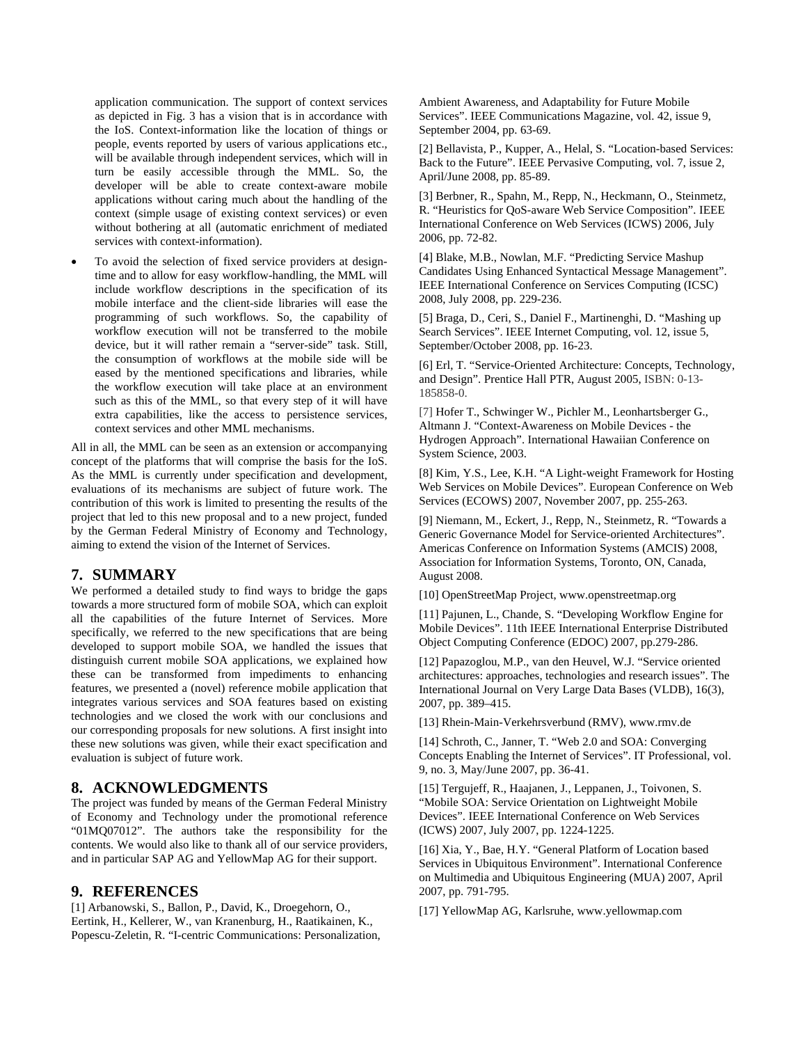application communication. The support of context services as depicted in Fig. 3 has a vision that is in accordance with the IoS. Context-information like the location of things or people, events reported by users of various applications etc., will be available through independent services, which will in turn be easily accessible through the MML. So, the developer will be able to create context-aware mobile applications without caring much about the handling of the context (simple usage of existing context services) or even without bothering at all (automatic enrichment of mediated services with context-information).

- To avoid the selection of fixed service providers at design-time and to allow for easy workflow-handling, the MML will include workflow descriptions in the specification of its mobile interface and the client-side libraries will ease the programming of such workflows. So, the capability of workflow execution will not be transferred to the mobile device, but it will rather remain a "server-side" task. Still, the consumption of workflows at the mobile side will be eased by the mentioned specifications and libraries, while the workflow execution will take place at an environment such as this of the MML, so that every step of it will have extra capabilities, like the access to persistence services, context services and other MML mechanisms.

All in all, the MML can be seen as an extension or accompanying concept of the platforms that will comprise the basis for the IoS. As the MML is currently under specification and development, evaluations of its mechanisms are subject of future work. The contribution of this work is limited to presenting the results of the project that led to this new proposal and to a new project, funded by the German Federal Ministry of Economy and Technology, aiming to extend the vision of the Internet of Services.

## 7. SUMMARY

We performed a detailed study to find ways to bridge the gaps towards a more structured form of mobile SOA, which can exploit all the capabilities of the future Internet of Services. More specifically, we referred to the new specifications that are being developed to support mobile SOA, we handled the issues that distinguish current mobile SOA applications, we explained how these can be transformed from impediments to enhancing features, we presented a (novel) reference mobile application that integrates various services and SOA features based on existing technologies and we closed the work with our conclusions and our corresponding proposals for new solutions. A first insight into these new solutions was given, while their exact specification and evaluation is subject of future work.

## 8. ACKNOWLEDGMENTS

The project was funded by means of the German Federal Ministry of Economy and Technology under the promotional reference "01MQ07012". The authors take the responsibility for the contents. We would also like to thank all of our service providers, and in particular SAP AG and YellowMap AG for their support.

## 9. REFERENCES

[1] Arbanowski, S., Ballon, P., David, K., Droegehorn, O., Eertink, H., Kellerer, W., van Kranenburg, H., Raatikainen, K., Popescu-Zeletin, R. "I-centric Communications: Personalization, Ambient Awareness, and Adaptability for Future Mobile Services". IEEE Communications Magazine, vol. 42, issue 9, September 2004, pp. 63-69.

[2] Bellavista, P., Kupper, A., Helal, S. "Location-based Services: Back to the Future". IEEE Pervasive Computing, vol. 7, issue 2, April/June 2008, pp. 85-89.

[3] Berbner, R., Spahn, M., Repp, N., Heckmann, O., Steinmetz, R. "Heuristics for QoS-aware Web Service Composition". IEEE International Conference on Web Services (ICWS) 2006, July 2006, pp. 72-82.

[4] Blake, M.B., Nowlan, M.F. "Predicting Service Mashup Candidates Using Enhanced Syntactical Message Management". IEEE International Conference on Services Computing (ICSC) 2008, July 2008, pp. 229-236.

[5] Braga, D., Ceri, S., Daniel F., Martinenghi, D. "Mashing up Search Services". IEEE Internet Computing, vol. 12, issue 5, September/October 2008, pp. 16-23.

[6] Erl, T. "Service-Oriented Architecture: Concepts, Technology, and Design". Prentice Hall PTR, August 2005, ISBN: 0-13-185858-0.

[7] Hofer T., Schwinger W., Pichler M., Leonhartsberger G., Altmann J. "Context-Awareness on Mobile Devices - the Hydrogen Approach". International Hawaiian Conference on System Science, 2003.

[8] Kim, Y.S., Lee, K.H. "A Light-weight Framework for Hosting Web Services on Mobile Devices". European Conference on Web Services (ECOWS) 2007, November 2007, pp. 255-263.

[9] Niemann, M., Eckert, J., Repp, N., Steinmetz, R. "Towards a Generic Governance Model for Service-oriented Architectures". Americas Conference on Information Systems (AMCIS) 2008, Association for Information Systems, Toronto, ON, Canada, August 2008.

[10] OpenStreetMap Project, www.openstreetmap.org

[11] Pajunen, L., Chande, S. "Developing Workflow Engine for Mobile Devices". 11th IEEE International Enterprise Distributed Object Computing Conference (EDOC) 2007, pp.279-286.

[12] Papazoglou, M.P., van den Heuvel, W.J. "Service oriented architectures: approaches, technologies and research issues". The International Journal on Very Large Data Bases (VLDB), 16(3), 2007, pp. 389–415.

[13] Rhein-Main-Verkehrsverbund (RMV), www.rmv.de

[14] Schroth, C., Janner, T. "Web 2.0 and SOA: Converging Concepts Enabling the Internet of Services". IT Professional, vol. 9, no. 3, May/June 2007, pp. 36-41.

[15] Tergujeff, R., Haajanen, J., Leppanen, J., Toivonen, S. "Mobile SOA: Service Orientation on Lightweight Mobile Devices". IEEE International Conference on Web Services (ICWS) 2007, July 2007, pp. 1224-1225.

[16] Xia, Y., Bae, H.Y. "General Platform of Location based Services in Ubiquitous Environment". International Conference on Multimedia and Ubiquitous Engineering (MUA) 2007, April 2007, pp. 791-795.

[17] YellowMap AG, Karlsruhe, www.yellowmap.com